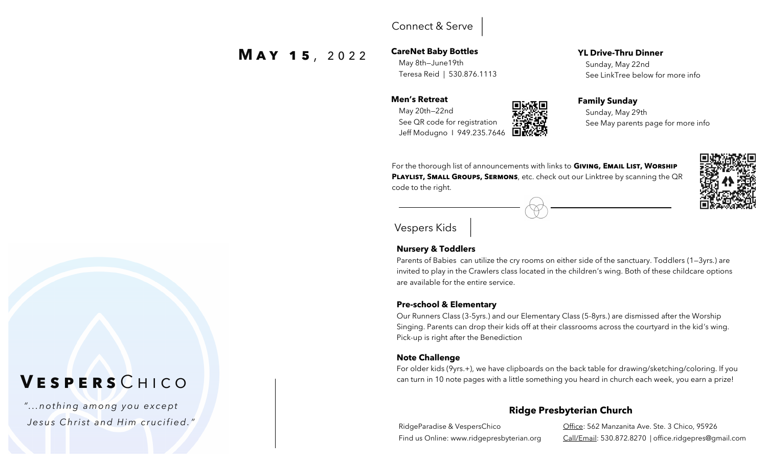# May 15, 2022

## Connect & Serve

**CareNet Baby Bottles**
May 8th—June19th
Teresa Reid | 530.876.1113

**Men's Retreat**
May 20th—22nd
See QR code for registration
Jeff Modugno I 949.235.7646

**YL Drive-Thru Dinner**
Sunday, May 22nd
See LinkTree below for more info

**Family Sunday**
Sunday, May 29th
See May parents page for more info

For the thorough list of announcements with links to **Giving, Email List, Worship Playlist, Small Groups, Sermons**, etc. check out our Linktree by scanning the QR code to the right.

## Vespers Kids

**Nursery & Toddlers**
Parents of Babies can utilize the cry rooms on either side of the sanctuary. Toddlers (1—3yrs.) are invited to play in the Crawlers class located in the children's wing. Both of these childcare options are available for the entire service.

**Pre-school & Elementary**
Our Runners Class (3-5yrs.) and our Elementary Class (5-8yrs.) are dismissed after the Worship Singing. Parents can drop their kids off at their classrooms across the courtyard in the kid's wing. Pick-up is right after the Benediction

**Note Challenge**
For older kids (9yrs.+), we have clipboards on the back table for drawing/sketching/coloring. If you can turn in 10 note pages with a little something you heard in church each week, you earn a prize!

### Ridge Presbyterian Church

RidgeParadise & VespersChico
Find us Online: www.ridgepresbyterian.org

Office: 562 Manzanita Ave. Ste. 3 Chico, 95926
Call/Email: 530.872.8270 | office.ridgepres@gmail.com

# VespersChico

*"...nothing among you except Jesus Christ and Him crucified."*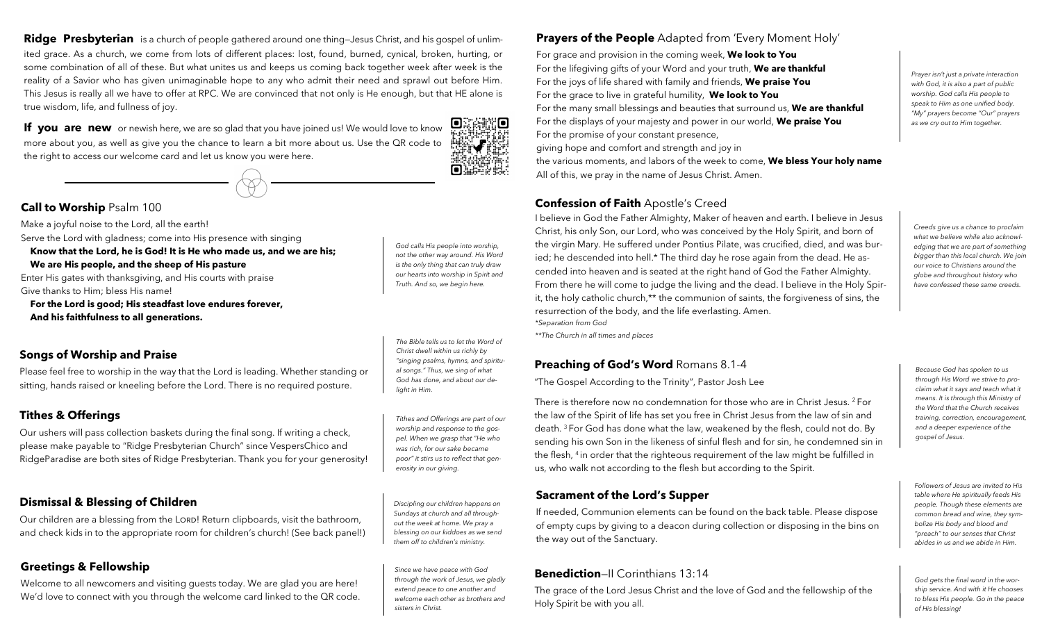**Ridge Presbyterian** is a church of people gathered around one thing—Jesus Christ, and his gospel of unlimited grace. As a church, we come from lots of different places: lost, found, burned, cynical, broken, hurting, or some combination of all of these. But what unites us and keeps us coming back together week after week is the reality of a Savior who has given unimaginable hope to any who admit their need and sprawl out before Him. This Jesus is really all we have to offer at RPC. We are convinced that not only is He enough, but that HE alone is true wisdom, life, and fullness of joy.

**If you are new** or newish here, we are so glad that you have joined us! We would love to know more about you, as well as give you the chance to learn a bit more about us. Use the QR code to the right to access our welcome card and let us know you were here.

## Call to Worship Psalm 100

Make a joyful noise to the Lord, all the earth!
Serve the Lord with gladness; come into His presence with singing
**Know that the Lord, he is God! It is He who made us, and we are his;**
**We are His people, and the sheep of His pasture**
Enter His gates with thanksgiving, and His courts with praise
Give thanks to Him; bless His name!
**For the Lord is good; His steadfast love endures forever,**
**And his faithfulness to all generations.**

*God calls His people into worship, not the other way around. His Word is the only thing that can truly draw our hearts into worship in Spirit and Truth. And so, we begin here.*

## Songs of Worship and Praise

Please feel free to worship in the way that the Lord is leading. Whether standing or sitting, hands raised or kneeling before the Lord. There is no required posture.

*The Bible tells us to let the Word of Christ dwell within us richly by "singing psalms, hymns, and spiritual songs." Thus, we sing of what God has done, and about our delight in Him.*

## Tithes & Offerings

Our ushers will pass collection baskets during the final song. If writing a check, please make payable to "Ridge Presbyterian Church" since VespersChico and RidgeParadise are both sites of Ridge Presbyterian. Thank you for your generosity!

*Tithes and Offerings are part of our worship and response to the gospel. When we grasp that "He who was rich, for our sake became poor" it stirs us to reflect that generosity in our giving.*

## Dismissal & Blessing of Children

Our children are a blessing from the Lord! Return clipboards, visit the bathroom, and check kids in to the appropriate room for children's church! (See back panel!)

*Discipling our children happens on Sundays at church and all throughout the week at home. We pray a blessing on our kiddoes as we send them off to children's ministry.*

## Greetings & Fellowship

Welcome to all newcomers and visiting guests today. We are glad you are here! We'd love to connect with you through the welcome card linked to the QR code.

*Since we have peace with God through the work of Jesus, we gladly extend peace to one another and welcome each other as brothers and sisters in Christ.*

## Prayers of the People Adapted from 'Every Moment Holy'

For grace and provision in the coming week, **We look to You**
For the lifegiving gifts of your Word and your truth, **We are thankful**
For the joys of life shared with family and friends, **We praise You**
For the grace to live in grateful humility, **We look to You**
For the many small blessings and beauties that surround us, **We are thankful**
For the displays of your majesty and power in our world, **We praise You**
For the promise of your constant presence,
giving hope and comfort and strength and joy in
the various moments, and labors of the week to come, **We bless Your holy name**
All of this, we pray in the name of Jesus Christ. Amen.

*Prayer isn't just a private interaction with God, it is also a part of public worship. God calls His people to speak to Him as one unified body. "My" prayers become "Our" prayers as we cry out to Him together.*

## Confession of Faith Apostle's Creed

I believe in God the Father Almighty, Maker of heaven and earth. I believe in Jesus Christ, his only Son, our Lord, who was conceived by the Holy Spirit, and born of the virgin Mary. He suffered under Pontius Pilate, was crucified, died, and was buried; he descended into hell.* The third day he rose again from the dead. He ascended into heaven and is seated at the right hand of God the Father Almighty. From there he will come to judge the living and the dead. I believe in the Holy Spirit, the holy catholic church,** the communion of saints, the forgiveness of sins, the resurrection of the body, and the life everlasting. Amen.

*\*Separation from God*

*\*\*The Church in all times and places*

*Creeds give us a chance to proclaim what we believe while also acknowledging that we are part of something bigger than this local church. We join our voice to Christians around the globe and throughout history who have confessed these same creeds.*

## Preaching of God's Word Romans 8.1-4

"The Gospel According to the Trinity", Pastor Josh Lee

There is therefore now no condemnation for those who are in Christ Jesus. [2] For the law of the Spirit of life has set you free in Christ Jesus from the law of sin and death. [3] For God has done what the law, weakened by the flesh, could not do. By sending his own Son in the likeness of sinful flesh and for sin, he condemned sin in the flesh, [4] in order that the righteous requirement of the law might be fulfilled in us, who walk not according to the flesh but according to the Spirit.

*Because God has spoken to us through His Word we strive to proclaim what it says and teach what it means. It is through this Ministry of the Word that the Church receives training, correction, encouragement, and a deeper experience of the gospel of Jesus.*

## Sacrament of the Lord's Supper

If needed, Communion elements can be found on the back table. Please dispose of empty cups by giving to a deacon during collection or disposing in the bins on the way out of the Sanctuary.

*Followers of Jesus are invited to His table where He spiritually feeds His people. Though these elements are common bread and wine, they symbolize His body and blood and "preach" to our senses that Christ abides in us and we abide in Him.*

## Benediction—II Corinthians 13:14

The grace of the Lord Jesus Christ and the love of God and the fellowship of the Holy Spirit be with you all.

*God gets the final word in the worship service. And with it He chooses to bless His people. Go in the peace of His blessing!*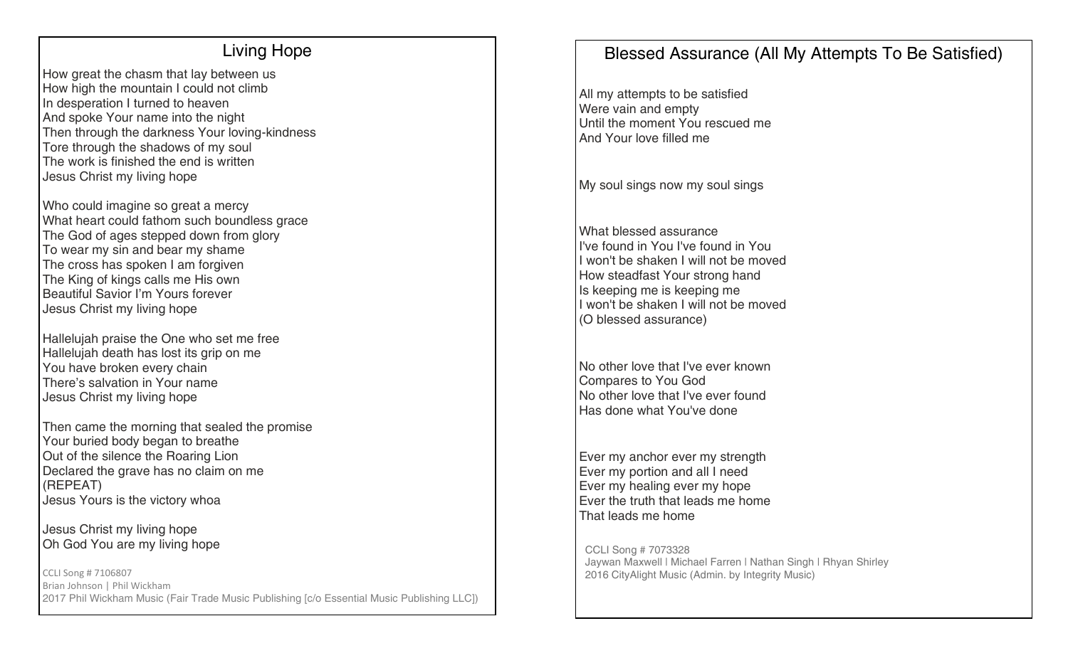## Living Hope

How great the chasm that lay between us
How high the mountain I could not climb
In desperation I turned to heaven
And spoke Your name into the night
Then through the darkness Your loving-kindness
Tore through the shadows of my soul
The work is finished the end is written
Jesus Christ my living hope

Who could imagine so great a mercy
What heart could fathom such boundless grace
The God of ages stepped down from glory
To wear my sin and bear my shame
The cross has spoken I am forgiven
The King of kings calls me His own
Beautiful Savior I'm Yours forever
Jesus Christ my living hope

Hallelujah praise the One who set me free
Hallelujah death has lost its grip on me
You have broken every chain
There's salvation in Your name
Jesus Christ my living hope

Then came the morning that sealed the promise
Your buried body began to breathe
Out of the silence the Roaring Lion
Declared the grave has no claim on me
(REPEAT)
Jesus Yours is the victory whoa

Jesus Christ my living hope
Oh God You are my living hope

CCLI Song # 7106807
Brian Johnson | Phil Wickham
2017 Phil Wickham Music (Fair Trade Music Publishing [c/o Essential Music Publishing LLC])

## Blessed Assurance (All My Attempts To Be Satisfied)

All my attempts to be satisfied
Were vain and empty
Until the moment You rescued me
And Your love filled me

My soul sings now my soul sings

What blessed assurance
I've found in You I've found in You
I won't be shaken I will not be moved
How steadfast Your strong hand
Is keeping me is keeping me
I won't be shaken I will not be moved
(O blessed assurance)

No other love that I've ever known
Compares to You God
No other love that I've ever found
Has done what You've done

Ever my anchor ever my strength
Ever my portion and all I need
Ever my healing ever my hope
Ever the truth that leads me home
That leads me home

CCLI Song # 7073328
Jaywan Maxwell | Michael Farren | Nathan Singh | Rhyan Shirley
2016 CityAlight Music (Admin. by Integrity Music)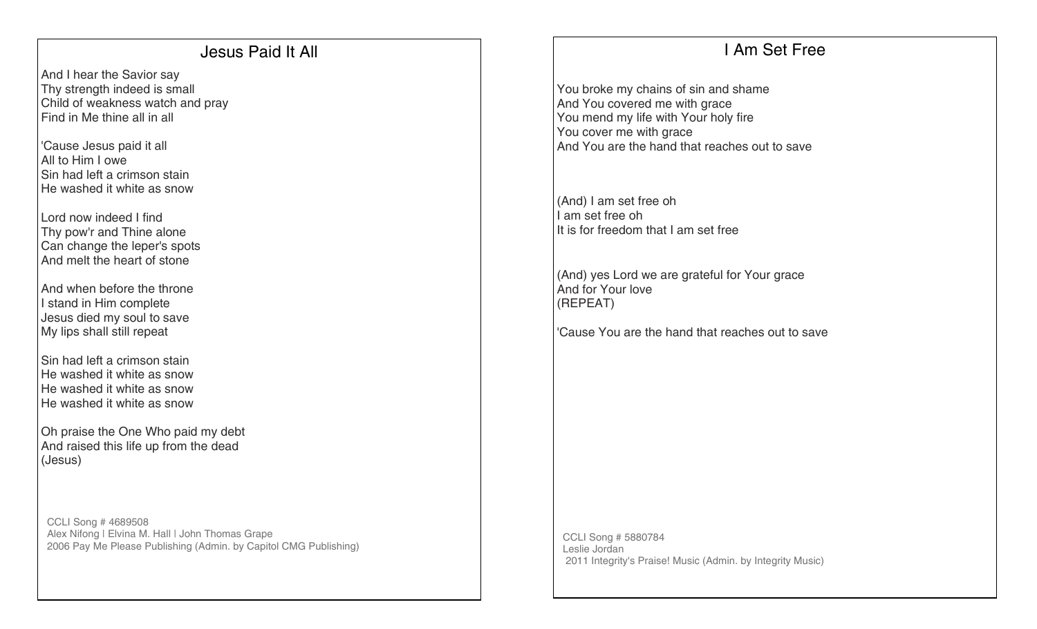## Jesus Paid It All

And I hear the Savior say
Thy strength indeed is small
Child of weakness watch and pray
Find in Me thine all in all

'Cause Jesus paid it all
All to Him I owe
Sin had left a crimson stain
He washed it white as snow

Lord now indeed I find
Thy pow'r and Thine alone
Can change the leper's spots
And melt the heart of stone

And when before the throne
I stand in Him complete
Jesus died my soul to save
My lips shall still repeat

Sin had left a crimson stain
He washed it white as snow
He washed it white as snow
He washed it white as snow

Oh praise the One Who paid my debt
And raised this life up from the dead
(Jesus)

CCLI Song # 4689508
Alex Nifong | Elvina M. Hall | John Thomas Grape
2006 Pay Me Please Publishing (Admin. by Capitol CMG Publishing)

## I Am Set Free

You broke my chains of sin and shame
And You covered me with grace
You mend my life with Your holy fire
You cover me with grace
And You are the hand that reaches out to save

(And) I am set free oh
I am set free oh
It is for freedom that I am set free

(And) yes Lord we are grateful for Your grace
And for Your love
(REPEAT)

'Cause You are the hand that reaches out to save

CCLI Song # 5880784
Leslie Jordan
2011 Integrity's Praise! Music (Admin. by Integrity Music)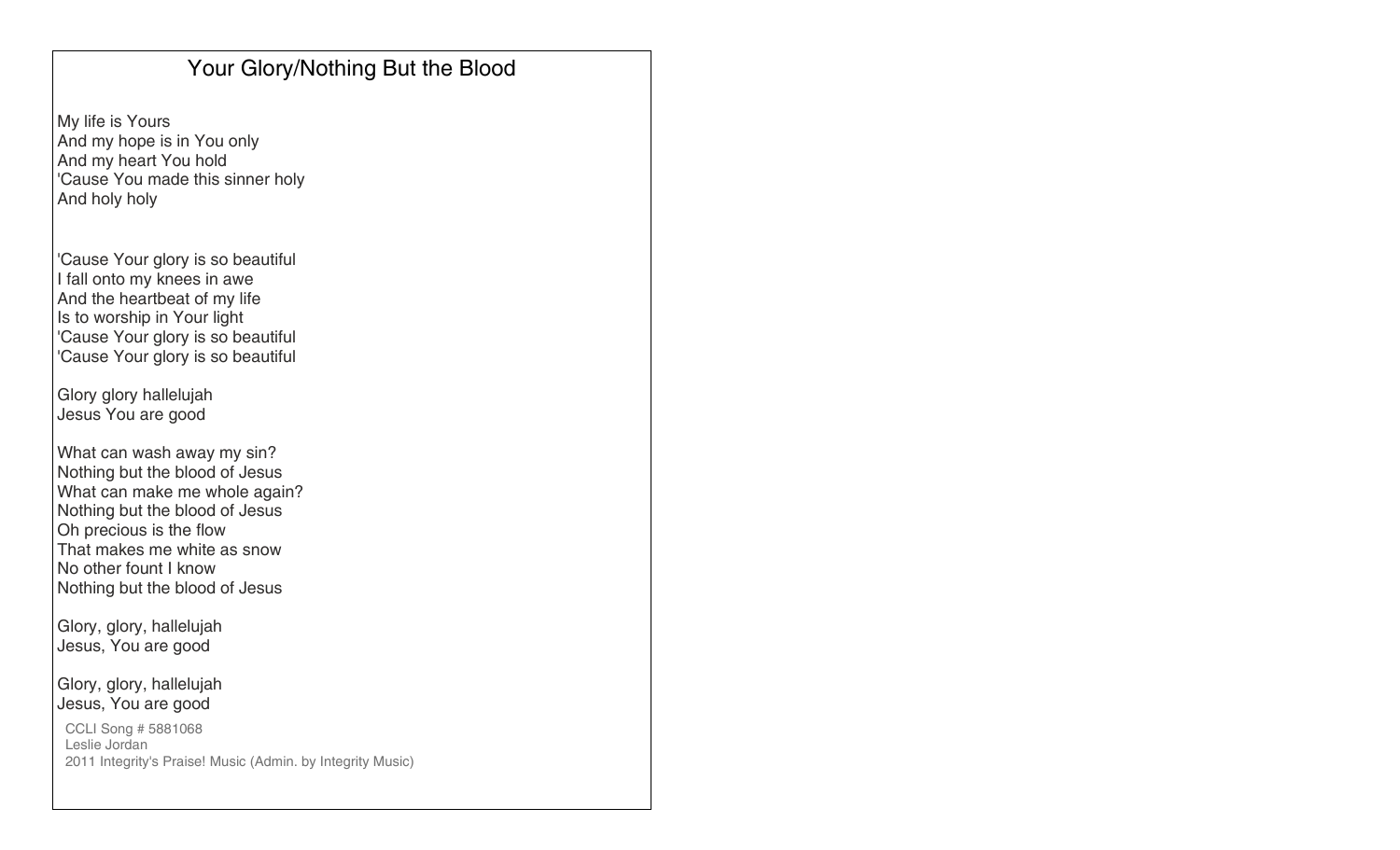# Your Glory/Nothing But the Blood

My life is Yours
And my hope is in You only
And my heart You hold
'Cause You made this sinner holy
And holy holy

'Cause Your glory is so beautiful
I fall onto my knees in awe
And the heartbeat of my life
Is to worship in Your light
'Cause Your glory is so beautiful
'Cause Your glory is so beautiful

Glory glory hallelujah
Jesus You are good

What can wash away my sin?
Nothing but the blood of Jesus
What can make me whole again?
Nothing but the blood of Jesus
Oh precious is the flow
That makes me white as snow
No other fount I know
Nothing but the blood of Jesus

Glory, glory, hallelujah
Jesus, You are good

Glory, glory, hallelujah
Jesus, You are good

CCLI Song # 5881068
Leslie Jordan
2011 Integrity's Praise! Music (Admin. by Integrity Music)